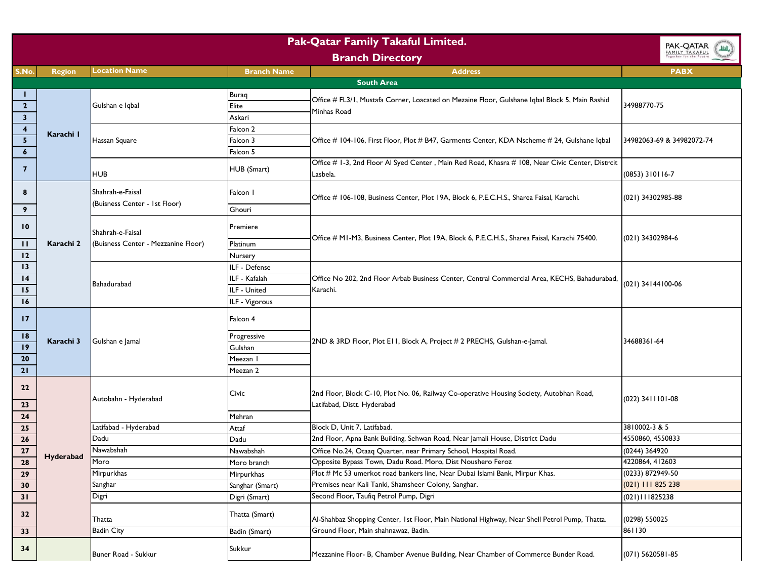# Pak-Qatar Family Takaful Limited.
## Branch Directory

| S.No. | Region | Location Name | Branch Name | Address | PABX |
|---|---|---|---|---|---|
| | | | | **South Area** | |
| 1 | Karachi 1 | Gulshan e Iqbal | Buraq | Office # FL3/1, Mustafa Corner, Loacated on Mezaine Floor, Gulshane Iqbal Block 5, Main Rashid Minhas Road | 34988770-75 |
| 2 | | | Elite | | |
| 3 | | | Askari | | |
| 4 | | Hassan Square | Falcon 2 | Office # 104-106, First Floor, Plot # B47, Garments Center, KDA Nscheme # 24, Gulshane Iqbal | 34982063-69 & 34982072-74 |
| 5 | | | Falcon 3 | | |
| 6 | | | Falcon 5 | | |
| 7 | | HUB | HUB (Smart) | Office # 1-3, 2nd Floor Al Syed Center , Main Red Road, Khasra # 108, Near Civic Center, Distrcit Lasbela. | (0853) 310116-7 |
| 8 | Karachi 2 | Shahrah-e-Faisal (Buisness Center - 1st Floor) | Falcon 1 | Office # 106-108, Business Center, Plot 19A, Block 6, P.E.C.H.S., Sharea Faisal, Karachi. | (021) 34302985-88 |
| 9 | | | Ghouri | | |
| 10 | | Shahrah-e-Faisal (Buisness Center - Mezzanine Floor) | Premiere | Office # M1-M3, Business Center, Plot 19A, Block 6, P.E.C.H.S., Sharea Faisal, Karachi 75400. | (021) 34302984-6 |
| 11 | | | Platinum | | |
| 12 | | | Nursery | | |
| 13 | | Bahadurabad | ILF - Defense | Office No 202, 2nd Floor Arbab Business Center, Central Commercial Area, KECHS, Bahadurabad, Karachi. | (021) 34144100-06 |
| 14 | | | ILF - Kafalah | | |
| 15 | | | ILF - United | | |
| 16 | | | ILF - Vigorous | | |
| 17 | Karachi 3 | Gulshan e Jamal | Falcon 4 | 2ND & 3RD Floor, Plot E11, Block A, Project # 2 PRECHS, Gulshan-e-Jamal. | 34688361-64 |
| 18 | | | Progressive | | |
| 19 | | | Gulshan | | |
| 20 | | | Meezan 1 | | |
| 21 | | | Meezan 2 | | |
| 22 | Hyderabad | Autobahn - Hyderabad | Civic | 2nd Floor, Block C-10, Plot No. 06, Railway Co-operative Housing Society, Autobhan Road, Latifabad, Distt. Hyderabad | (022) 3411101-08 |
| 23 | | | | | |
| 24 | | | Mehran | | |
| 25 | | Latifabad - Hyderabad | Attaf | Block D, Unit 7, Latifabad. | 3810002-3 & 5 |
| 26 | | Dadu | Dadu | 2nd Floor, Apna Bank Building, Sehwan Road, Near Jamali House, District Dadu | 4550860, 4550833 |
| 27 | | Nawabshah | Nawabshah | Office No.24, Otaaq Quarter, near Primary School, Hospital Road. | (0244) 364920 |
| 28 | | Moro | Moro branch | Opposite Bypass Town, Dadu Road. Moro, Dist Noushero Feroz | 4220864, 412603 |
| 29 | | Mirpurkhas | Mirpurkhas | Plot # Mc 53 umerkot road bankers line, Near Dubai Islami Bank, Mirpur Khas. | (0233) 872949-50 |
| 30 | | Sanghar | Sanghar (Smart) | Premises near Kali Tanki, Shamsheer Colony, Sanghar. | (021) 111 825 238 |
| 31 | | Digri | Digri (Smart) | Second Floor, Taufiq Petrol Pump, Digri | (021)111825238 |
| 32 | | Thatta | Thatta (Smart) | Al-Shahbaz Shopping Center, 1st Floor, Main National Highway, Near Shell Petrol Pump, Thatta. | (0298) 550025 |
| 33 | | Badin City | Badin (Smart) | Ground Floor, Main shahnawaz, Badin. | 861130 |
| 34 | | Buner Road - Sukkur | Sukkur | Mezzanine Floor- B, Chamber Avenue Building, Near Chamber of Commerce Bunder Road. | (071) 5620581-85 |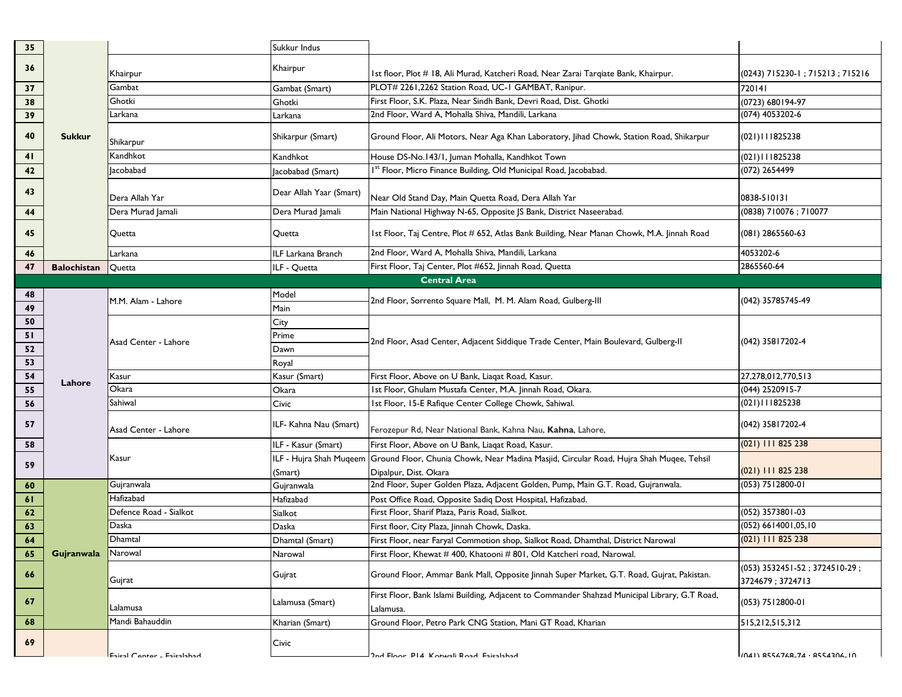| 35 | Sukkur | | Sukkur Indus | | |
|---|---|---|---|---|---|
| 36 | | Khairpur | Khairpur | 1st floor, Plot # 18, Ali Murad, Katcheri Road, Near Zarai Tarqiate Bank, Khairpur. | (0243) 715230-1 ; 715213 ; 715216 |
| 37 | | Gambat | Gambat (Smart) | PLOT# 2261,2262 Station Road, UC-1 GAMBAT, Ranipur. | 720141 |
| 38 | | Ghotki | Ghotki | First Floor, S.K. Plaza, Near Sindh Bank, Devri Road, Dist. Ghotki | (0723) 680194-97 |
| 39 | | Larkana | Larkana | 2nd Floor, Ward A, Mohalla Shiva, Mandili, Larkana | (074) 4053202-6 |
| 40 | | Shikarpur | Shikarpur (Smart) | Ground Floor, Ali Motors, Near Aga Khan Laboratory, Jihad Chowk, Station Road, Shikarpur | (021)111825238 |
| 41 | | Kandhkot | Kandhkot | House DS-No.143/1, Juman Mohalla, Kandhkot Town | (021)111825238 |
| 42 | | Jacobabad | Jacobabad (Smart) | 1st Floor, Micro Finance Building, Old Municipal Road, Jacobabad. | (072) 2654499 |
| 43 | | Dera Allah Yar | Dear Allah Yaar (Smart) | Near Old Stand Day, Main Quetta Road, Dera Allah Yar | 0838-510131 |
| 44 | | Dera Murad Jamali | Dera Murad Jamali | Main National Highway N-65, Opposite JS Bank, District Naseerabad. | (0838) 710076 ; 710077 |
| 45 | | Quetta | Quetta | 1st Floor, Taj Centre, Plot # 652, Atlas Bank Building, Near Manan Chowk, M.A. Jinnah Road | (081) 2865560-63 |
| 46 | | Larkana | ILF Larkana Branch | 2nd Floor, Ward A, Mohalla Shiva, Mandili, Larkana | 4053202-6 |
| 47 | **Balochistan** | Quetta | ILF - Quetta | First Floor, Taj Center, Plot #652, Jinnah Road, Quetta | 2865560-64 |
| | | | **Central Area** | | |
| 48 | Lahore | M.M. Alam - Lahore | Model | 2nd Floor, Sorrento Square Mall, M. M. Alam Road, Gulberg-III | (042) 35785745-49 |
| 49 | | | Main | | |
| 50 | | Asad Center - Lahore | City | 2nd Floor, Asad Center, Adjacent Siddique Trade Center, Main Boulevard, Gulberg-II | (042) 35817202-4 |
| 51 | | | Prime | | |
| 52 | | | Dawn | | |
| 53 | | | Royal | | |
| 54 | | Kasur | Kasur (Smart) | First Floor, Above on U Bank, Liaqat Road, Kasur. | 27,278,012,770,513 |
| 55 | | Okara | Okara | 1st Floor, Ghulam Mustafa Center, M.A. Jinnah Road, Okara. | (044) 2520915-7 |
| 56 | | Sahiwal | Civic | 1st Floor, 15-E Rafique Center College Chowk, Sahiwal. | (021)111825238 |
| 57 | | Asad Center - Lahore | ILF- Kahna Nau (Smart) | Ferozepur Rd, Near National Bank, Kahna Nau, **Kahna**, Lahore, | (042) 35817202-4 |
| 58 | | Kasur | ILF - Kasur (Smart) | First Floor, Above on U Bank, Liaqat Road, Kasur. | (021) 111 825 238 |
| 59 | | | ILF - Hujra Shah Muqeem (Smart) | Ground Floor, Chunia Chowk, Near Madina Masjid, Circular Road, Hujra Shah Muqee, Tehsil Dipalpur, Dist. Okara | (021) 111 825 238 |
| 60 | Gujranwala | Gujranwala | Gujranwala | 2nd Floor, Super Golden Plaza, Adjacent Golden, Pump, Main G.T. Road, Gujranwala. | (053) 7512800-01 |
| 61 | | Hafizabad | Hafizabad | Post Office Road, Opposite Sadiq Dost Hospital, Hafizabad. | |
| 62 | | Defence Road - Sialkot | Sialkot | First Floor, Sharif Plaza, Paris Road, Sialkot. | (052) 3573801-03 |
| 63 | | Daska | Daska | First floor, City Plaza, Jinnah Chowk, Daska. | (052) 6614001,05,10 |
| 64 | | Dhamtal | Dhamtal (Smart) | First Floor, near Faryal Commotion shop, Sialkot Road, Dhamthal, District Narowal | (021) 111 825 238 |
| 65 | | Narowal | Narowal | First Floor, Khewat # 400, Khatooni # 801, Old Katcheri road, Narowal. | |
| 66 | | Gujrat | Gujrat | Ground Floor, Ammar Bank Mall, Opposite Jinnah Super Market, G.T. Road, Gujrat, Pakistan. | (053) 3532451-52 ; 3724510-29 ; 3724679 ; 3724713 |
| 67 | | Lalamusa | Lalamusa (Smart) | First Floor, Bank Islami Building, Adjacent to Commander Shahzad Municipal Library, G.T Road, Lalamusa. | (053) 7512800-01 |
| 68 | | Mandi Bahauddin | Kharian (Smart) | Ground Floor, Petro Park CNG Station, Mani GT Road, Kharian | 515,212,515,312 |
| 69 | | Faisal Center - Faisalabad | Civic | 2nd Floor, P14, Kotwali Road, Faisalabad | (041) 8556768-74 ; 8554306-10 |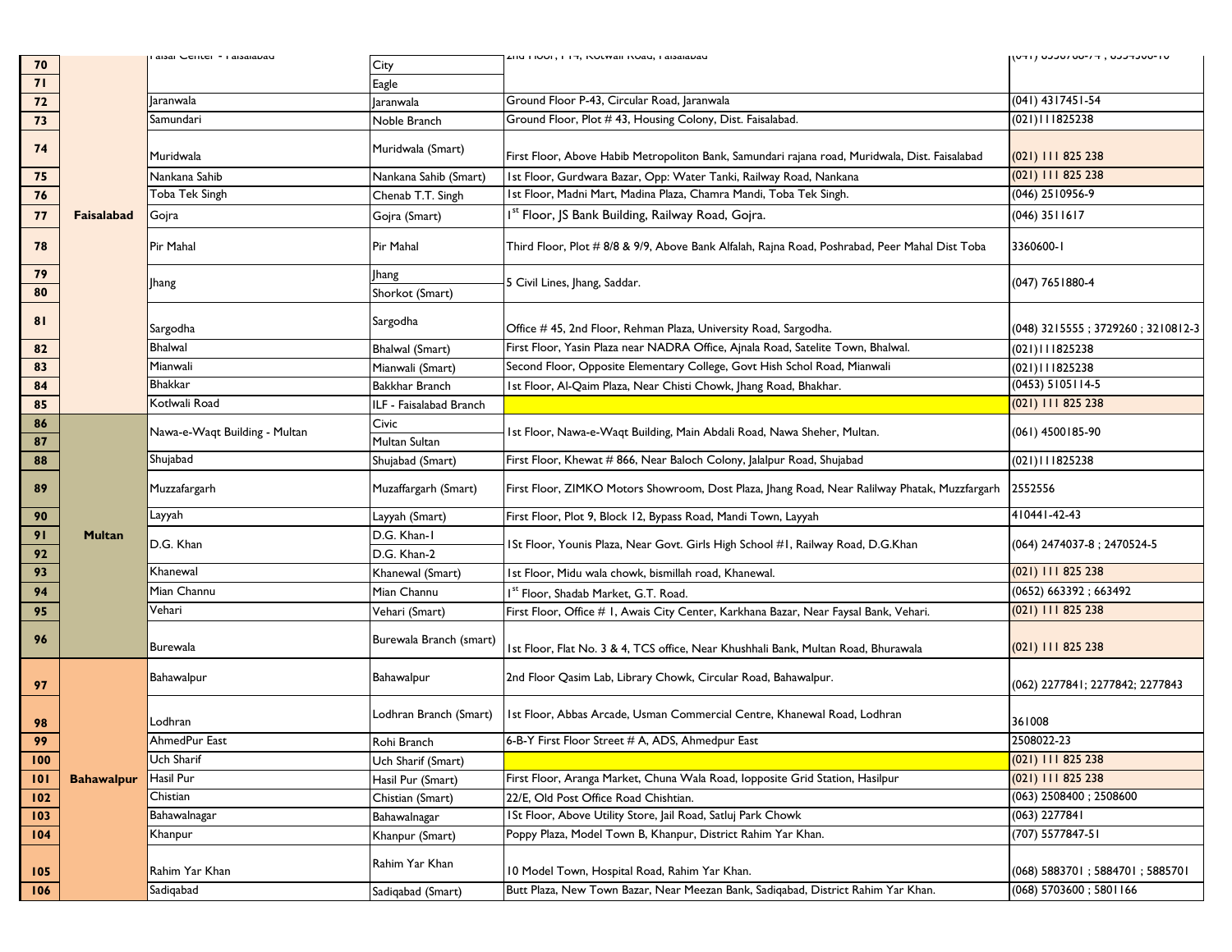| 70 | Faisalabad | Faisal Center - Faisalabad | City | 2nd Floor, P-14, Kotwali Road, Faisalabad | (041) 8556768-74 ; 8554508-10 |
|---|---|---|---|---|---|
| 71 | | | Eagle | | |
| 72 | | Jaranwala | Jaranwala | Ground Floor P-43, Circular Road, Jaranwala | (041) 4317451-54 |
| 73 | | Samundari | Noble Branch | Ground Floor, Plot # 43, Housing Colony, Dist. Faisalabad. | (021)111825238 |
| 74 | | Muridwala | Muridwala (Smart) | First Floor, Above Habib Metropoliton Bank, Samundari rajana road, Muridwala, Dist. Faisalabad | (021) 111 825 238 |
| 75 | | Nankana Sahib | Nankana Sahib (Smart) | 1st Floor, Gurdwara Bazar, Opp: Water Tanki, Railway Road, Nankana | (021) 111 825 238 |
| 76 | | Toba Tek Singh | Chenab T.T. Singh | 1st Floor, Madni Mart, Madina Plaza, Chamra Mandi, Toba Tek Singh. | (046) 2510956-9 |
| 77 | | Gojra | Gojra (Smart) | 1st Floor, JS Bank Building, Railway Road, Gojra. | (046) 3511617 |
| 78 | | Pir Mahal | Pir Mahal | Third Floor, Plot # 8/8 & 9/9, Above Bank Alfalah, Rajna Road, Poshrabad, Peer Mahal Dist Toba | 3360600-1 |
| 79 | | Jhang | Jhang | 5 Civil Lines, Jhang, Saddar. | (047) 7651880-4 |
| 80 | | | Shorkot (Smart) | | |
| 81 | | Sargodha | Sargodha | Office # 45, 2nd Floor, Rehman Plaza, University Road, Sargodha. | (048) 3215555 ; 3729260 ; 3210812-3 |
| 82 | | Bhalwal | Bhalwal (Smart) | First Floor, Yasin Plaza near NADRA Office, Ajnala Road, Satelite Town, Bhalwal. | (021)111825238 |
| 83 | | Mianwali | Mianwali (Smart) | Second Floor, Opposite Elementary College, Govt Hish Schol Road, Mianwali | (021)111825238 |
| 84 | | Bhakkar | Bakkhar Branch | 1st Floor, Al-Qaim Plaza, Near Chisti Chowk, Jhang Road, Bhakhar. | (0453) 5105114-5 |
| 85 | | Kotlwali Road | ILF - Faisalabad Branch | | (021) 111 825 238 |
| 86 | Multan | Nawa-e-Waqt Building - Multan | Civic | 1st Floor, Nawa-e-Waqt Building, Main Abdali Road, Nawa Sheher, Multan. | (061) 4500185-90 |
| 87 | | | Multan Sultan | | |
| 88 | | Shujabad | Shujabad (Smart) | First Floor, Khewat # 866, Near Baloch Colony, Jalalpur Road, Shujabad | (021)111825238 |
| 89 | | Muzzafargarh | Muzaffargarh (Smart) | First Floor, ZIMKO Motors Showroom, Dost Plaza, Jhang Road, Near Ralilway Phatak, Muzzfargarh | 2552556 |
| 90 | | Layyah | Layyah (Smart) | First Floor, Plot 9, Block 12, Bypass Road, Mandi Town, Layyah | 410441-42-43 |
| 91 | | D.G. Khan | D.G. Khan-1 | 1St Floor, Younis Plaza, Near Govt. Girls High School #1, Railway Road, D.G.Khan | (064) 2474037-8 ; 2470524-5 |
| 92 | | | D.G. Khan-2 | | |
| 93 | | Khanewal | Khanewal (Smart) | 1st Floor, Midu wala chowk, bismillah road, Khanewal. | (021) 111 825 238 |
| 94 | | Mian Channu | Mian Channu | 1st Floor, Shadab Market, G.T. Road. | (0652) 663392 ; 663492 |
| 95 | | Vehari | Vehari (Smart) | First Floor, Office # 1, Awais City Center, Karkhana Bazar, Near Faysal Bank, Vehari. | (021) 111 825 238 |
| 96 | | Burewala | Burewala Branch (smart) | 1st Floor, Flat No. 3 & 4, TCS office, Near Khushhali Bank, Multan Road, Bhurawala | (021) 111 825 238 |
| 97 | Bahawalpur | Bahawalpur | Bahawalpur | 2nd Floor Qasim Lab, Library Chowk, Circular Road, Bahawalpur. | (062) 2277841; 2277842; 2277843 |
| 98 | | Lodhran | Lodhran Branch (Smart) | 1st Floor, Abbas Arcade, Usman Commercial Centre, Khanewal Road, Lodhran | 361008 |
| 99 | | AhmedPur East | Rohi Branch | 6-B-Y First Floor Street # A, ADS, Ahmedpur East | 2508022-23 |
| 100 | | Uch Sharif | Uch Sharif (Smart) | | (021) 111 825 238 |
| 101 | | Hasil Pur | Hasil Pur (Smart) | First Floor, Aranga Market, Chuna Wala Road, lopposite Grid Station, Hasilpur | (021) 111 825 238 |
| 102 | | Chistian | Chistian (Smart) | 22/E, Old Post Office Road Chishtian. | (063) 2508400 ; 2508600 |
| 103 | | Bahawalnagar | Bahawalnagar | 1St Floor, Above Utility Store, Jail Road, Satluj Park Chowk | (063) 2277841 |
| 104 | | Khanpur | Khanpur (Smart) | Poppy Plaza, Model Town B, Khanpur, District Rahim Yar Khan. | (707) 5577847-51 |
| 105 | | Rahim Yar Khan | Rahim Yar Khan | 10 Model Town, Hospital Road, Rahim Yar Khan. | (068) 5883701 ; 5884701 ; 5885701 |
| 106 | | Sadiqabad | Sadiqabad (Smart) | Butt Plaza, New Town Bazar, Near Meezan Bank, Sadiqabad, District Rahim Yar Khan. | (068) 5703600 ; 5801166 |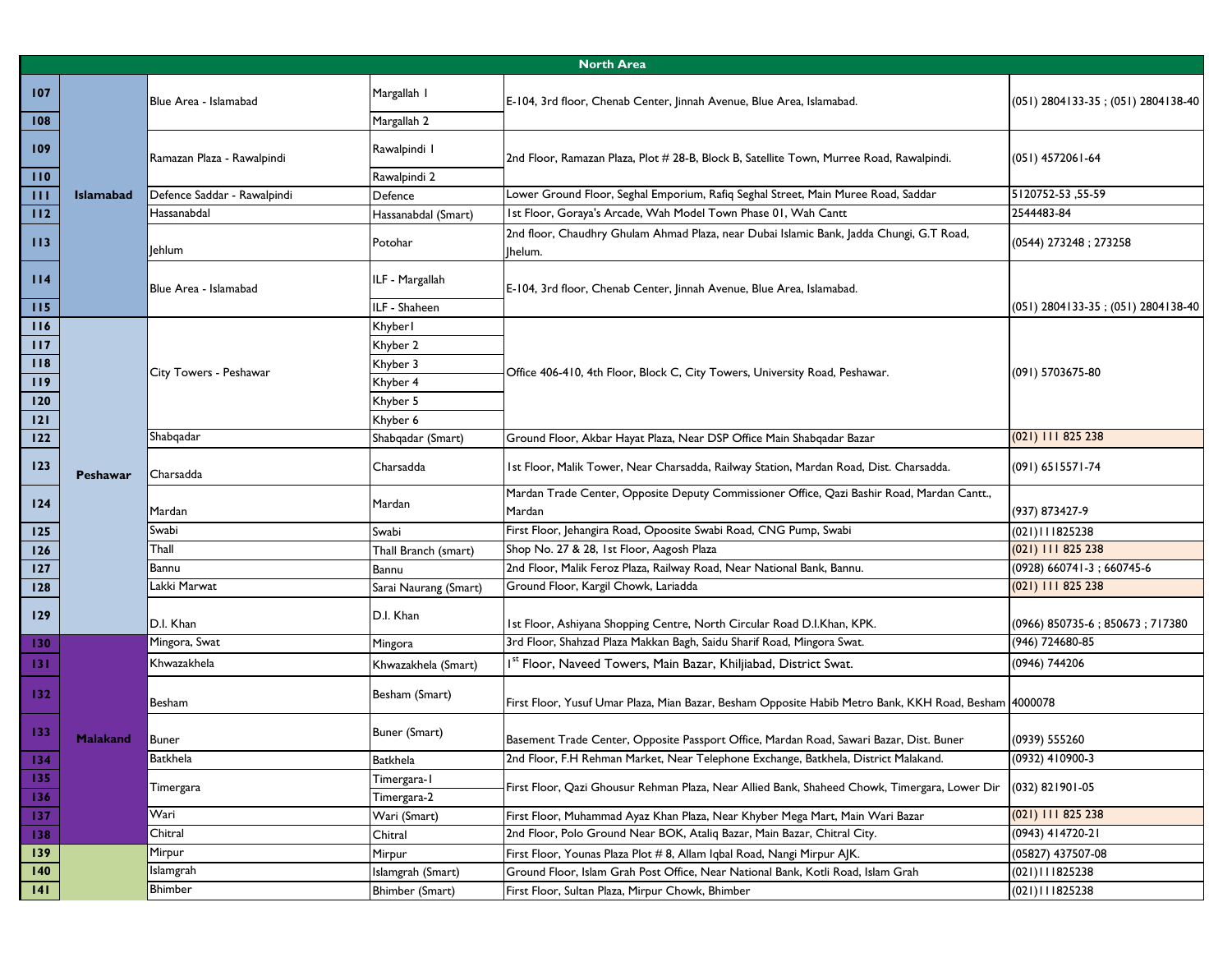## North Area

| # | Region | Location | Branch | Address | Phone |
|---|---|---|---|---|---|
| 107 | Islamabad | Blue Area - Islamabad | Margallah 1 | E-104, 3rd floor, Chenab Center, Jinnah Avenue, Blue Area, Islamabad. | (051) 2804133-35 ; (051) 2804138-40 |
| 108 | | | Margallah 2 | | |
| 109 | | Ramazan Plaza - Rawalpindi | Rawalpindi 1 | 2nd Floor, Ramazan Plaza, Plot # 28-B, Block B, Satellite Town, Murree Road, Rawalpindi. | (051) 4572061-64 |
| 110 | | | Rawalpindi 2 | | |
| 111 | | Defence Saddar - Rawalpindi | Defence | Lower Ground Floor, Seghal Emporium, Rafiq Seghal Street, Main Muree Road, Saddar | 5120752-53 ,55-59 |
| 112 | | Hassanabdal | Hassanabdal (Smart) | 1st Floor, Goraya's Arcade, Wah Model Town Phase 01, Wah Cantt | 2544483-84 |
| 113 | | Jehlum | Potohar | 2nd floor, Chaudhry Ghulam Ahmad Plaza, near Dubai Islamic Bank, Jadda Chungi, G.T Road, Jhelum. | (0544) 273248 ; 273258 |
| 114 | | Blue Area - Islamabad | ILF - Margallah | E-104, 3rd floor, Chenab Center, Jinnah Avenue, Blue Area, Islamabad. | (051) 2804133-35 ; (051) 2804138-40 |
| 115 | | | ILF - Shaheen | | |
| 116 | Peshawar | City Towers - Peshawar | Khyber1 | Office 406-410, 4th Floor, Block C, City Towers, University Road, Peshawar. | (091) 5703675-80 |
| 117 | | | Khyber 2 | | |
| 118 | | | Khyber 3 | | |
| 119 | | | Khyber 4 | | |
| 120 | | | Khyber 5 | | |
| 121 | | | Khyber 6 | | |
| 122 | | Shabqadar | Shabqadar (Smart) | Ground Floor, Akbar Hayat Plaza, Near DSP Office Main Shabqadar Bazar | (021) 111 825 238 |
| 123 | | Charsadda | Charsadda | 1st Floor, Malik Tower, Near Charsadda, Railway Station, Mardan Road, Dist. Charsadda. | (091) 6515571-74 |
| 124 | | Mardan | Mardan | Mardan Trade Center, Opposite Deputy Commissioner Office, Qazi Bashir Road, Mardan Cantt., Mardan | (937) 873427-9 |
| 125 | | Swabi | Swabi | First Floor, Jehangira Road, Opoosite Swabi Road, CNG Pump, Swabi | (021)111825238 |
| 126 | | Thall | Thall Branch (smart) | Shop No. 27 & 28, 1st Floor, Aagosh Plaza | (021) 111 825 238 |
| 127 | | Bannu | Bannu | 2nd Floor, Malik Feroz Plaza, Railway Road, Near National Bank, Bannu. | (0928) 660741-3 ; 660745-6 |
| 128 | | Lakki Marwat | Sarai Naurang (Smart) | Ground Floor, Kargil Chowk, Lariadda | (021) 111 825 238 |
| 129 | | D.I. Khan | D.I. Khan | 1st Floor, Ashiyana Shopping Centre, North Circular Road D.I.Khan, KPK. | (0966) 850735-6 ; 850673 ; 717380 |
| 130 | Malakand | Mingora, Swat | Mingora | 3rd Floor, Shahzad Plaza Makkan Bagh, Saidu Sharif Road, Mingora Swat. | (946) 724680-85 |
| 131 | | Khwazakhela | Khwazakhela (Smart) | 1st Floor, Naveed Towers, Main Bazar, Khiljiabad, District Swat. | (0946) 744206 |
| 132 | | Besham | Besham (Smart) | First Floor, Yusuf Umar Plaza, Mian Bazar, Besham Opposite Habib Metro Bank, KKH Road, Besham | 4000078 |
| 133 | | Buner | Buner (Smart) | Basement Trade Center, Opposite Passport Office, Mardan Road, Sawari Bazar, Dist. Buner | (0939) 555260 |
| 134 | | Batkhela | Batkhela | 2nd Floor, F.H Rehman Market, Near Telephone Exchange, Batkhela, District Malakand. | (0932) 410900-3 |
| 135 | | Timergara | Timergara-1 | First Floor, Qazi Ghousur Rehman Plaza, Near Allied Bank, Shaheed Chowk, Timergara, Lower Dir | (032) 821901-05 |
| 136 | | | Timergara-2 | | |
| 137 | | Wari | Wari (Smart) | First Floor, Muhammad Ayaz Khan Plaza, Near Khyber Mega Mart, Main Wari Bazar | (021) 111 825 238 |
| 138 | | Chitral | Chitral | 2nd Floor, Polo Ground Near BOK, Ataliq Bazar, Main Bazar, Chitral City. | (0943) 414720-21 |
| 139 | | Mirpur | Mirpur | First Floor, Younas Plaza Plot # 8, Allam Iqbal Road, Nangi Mirpur AJK. | (05827) 437507-08 |
| 140 | | Islamgrah | Islamgrah (Smart) | Ground Floor, Islam Grah Post Office, Near National Bank, Kotli Road, Islam Grah | (021)111825238 |
| 141 | | Bhimber | Bhimber (Smart) | First Floor, Sultan Plaza, Mirpur Chowk, Bhimber | (021)111825238 |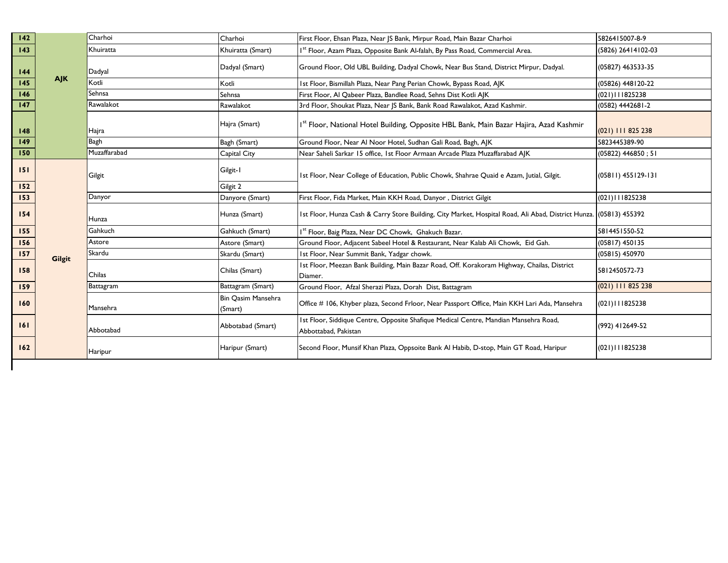| | | | | | |
|---|---|---|---|---|---|
| 142 | AJK | Charhoi | Charhoi | First Floor, Ehsan Plaza, Near JS Bank, Mirpur Road, Main Bazar Charhoi | 5826415007-8-9 |
| 143 | | Khuiratta | Khuiratta (Smart) | 1st Floor, Azam Plaza, Opposite Bank Al-falah, By Pass Road, Commercial Area. | (5826) 26414102-03 |
| 144 | | Dadyal | Dadyal (Smart) | Ground Floor, Old UBL Building, Dadyal Chowk, Near Bus Stand, District Mirpur, Dadyal. | (05827) 463533-35 |
| 145 | | Kotli | Kotli | 1st Floor, Bismillah Plaza, Near Pang Perian Chowk, Bypass Road, AJK | (05826) 448120-22 |
| 146 | | Sehnsa | Sehnsa | First Floor, Al Qabeer Plaza, Bandlee Road, Sehns Dist Kotli AJK | (021)111825238 |
| 147 | | Rawalakot | Rawalakot | 3rd Floor, Shoukat Plaza, Near JS Bank, Bank Road Rawalakot, Azad Kashmir. | (0582) 4442681-2 |
| 148 | | Hajra | Hajra (Smart) | 1st Floor, National Hotel Building, Opposite HBL Bank, Main Bazar Hajira, Azad Kashmir | (021) 111 825 238 |
| 149 | | Bagh | Bagh (Smart) | Ground Floor, Near Al Noor Hotel, Sudhan Gali Road, Bagh, AJK | 5823445389-90 |
| 150 | | Muzaffarabad | Capital City | Near Saheli Sarkar 15 office, 1st Floor Armaan Arcade Plaza Muzaffarabad AJK | (05822) 446850 ; 51 |
| 151 | Gilgit | Gilgit | Gilgit-1 | 1st Floor, Near College of Education, Public Chowk, Shahrae Quaid e Azam, Jutial, Gilgit. | (05811) 455129-131 |
| 152 | | | Gilgit 2 | | |
| 153 | | Danyor | Danyore (Smart) | First Floor, Fida Market, Main KKH Road, Danyor , District Gilgit | (021)111825238 |
| 154 | | Hunza | Hunza (Smart) | 1st Floor, Hunza Cash & Carry Store Building, City Market, Hospital Road, Ali Abad, District Hunza. | (05813) 455392 |
| 155 | | Gahkuch | Gahkuch (Smart) | 1st Floor, Baig Plaza, Near DC Chowk, Ghakuch Bazar. | 5814451550-52 |
| 156 | | Astore | Astore (Smart) | Ground Floor, Adjacent Sabeel Hotel & Restaurant, Near Kalab Ali Chowk, Eid Gah. | (05817) 450135 |
| 157 | | Skardu | Skardu (Smart) | 1st Floor, Near Summit Bank, Yadgar chowk. | (05815) 450970 |
| 158 | | Chilas | Chilas (Smart) | 1st Floor, Meezan Bank Building, Main Bazar Road, Off. Korakoram Highway, Chailas, District Diamer. | 5812450572-73 |
| 159 | | Battagram | Battagram (Smart) | Ground Floor, Afzal Sherazi Plaza, Dorah Dist, Battagram | (021) 111 825 238 |
| 160 | | Mansehra | Bin Qasim Mansehra (Smart) | Office # 106, Khyber plaza, Second Frloor, Near Passport Office, Main KKH Lari Ada, Mansehra | (021)111825238 |
| 161 | | Abbotabad | Abbotabad (Smart) | 1st Floor, Siddique Centre, Opposite Shafique Medical Centre, Mandian Mansehra Road, Abbottabad, Pakistan | (992) 412649-52 |
| 162 | | Haripur | Haripur (Smart) | Second Floor, Munsif Khan Plaza, Oppsoite Bank Al Habib, D-stop, Main GT Road, Haripur | (021)111825238 |